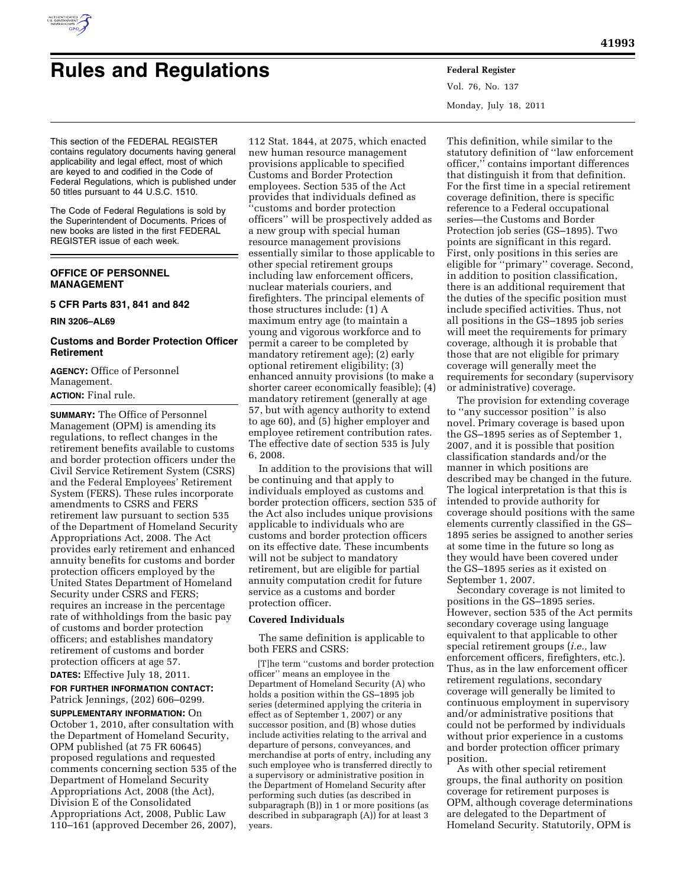# Rules and Regulations

This section of the FEDERAL REGISTER contains regulatory documents having general applicability and legal effect, most of which are keyed to and codified in the Code of Federal Regulations, which is published under 50 titles pursuant to 44 U.S.C. 1510.

The Code of Federal Regulations is sold by the Superintendent of Documents. Prices of new books are listed in the first FEDERAL REGISTER issue of each week.

## OFFICE OF PERSONNEL MANAGEMENT

### 5 CFR Parts 831, 841 and 842

**RIN 3206–AL69**

### Customs and Border Protection Officer Retirement

**AGENCY:** Office of Personnel Management.

**ACTION:** Final rule.

**SUMMARY:** The Office of Personnel Management (OPM) is amending its regulations, to reflect changes in the retirement benefits available to customs and border protection officers under the Civil Service Retirement System (CSRS) and the Federal Employees' Retirement System (FERS). These rules incorporate amendments to CSRS and FERS retirement law pursuant to section 535 of the Department of Homeland Security Appropriations Act, 2008. The Act provides early retirement and enhanced annuity benefits for customs and border protection officers employed by the United States Department of Homeland Security under CSRS and FERS; requires an increase in the percentage rate of withholdings from the basic pay of customs and border protection officers; and establishes mandatory retirement of customs and border protection officers at age 57.

**DATES:** Effective July 18, 2011.

**FOR FURTHER INFORMATION CONTACT:** Patrick Jennings, (202) 606–0299.

**SUPPLEMENTARY INFORMATION:** On October 1, 2010, after consultation with the Department of Homeland Security, OPM published (at 75 FR 60645) proposed regulations and requested comments concerning section 535 of the Department of Homeland Security Appropriations Act, 2008 (the Act), Division E of the Consolidated Appropriations Act, 2008, Public Law 110–161 (approved December 26, 2007), 112 Stat. 1844, at 2075, which enacted new human resource management provisions applicable to specified Customs and Border Protection employees. Section 535 of the Act provides that individuals defined as "customs and border protection officers" will be prospectively added as a new group with special human resource management provisions essentially similar to those applicable to other special retirement groups including law enforcement officers, nuclear materials couriers, and firefighters. The principal elements of those structures include: (1) A maximum entry age (to maintain a young and vigorous workforce and to permit a career to be completed by mandatory retirement age); (2) early optional retirement eligibility; (3) enhanced annuity provisions (to make a shorter career economically feasible); (4) mandatory retirement (generally at age 57, but with agency authority to extend to age 60), and (5) higher employer and employee retirement contribution rates. The effective date of section 535 is July 6, 2008.

In addition to the provisions that will be continuing and that apply to individuals employed as customs and border protection officers, section 535 of the Act also includes unique provisions applicable to individuals who are customs and border protection officers on its effective date. These incumbents will not be subject to mandatory retirement, but are eligible for partial annuity computation credit for future service as a customs and border protection officer.

#### Covered Individuals

The same definition is applicable to both FERS and CSRS:

> [T]he term "customs and border protection officer" means an employee in the Department of Homeland Security (A) who holds a position within the GS–1895 job series (determined applying the criteria in effect as of September 1, 2007) or any successor position, and (B) whose duties include activities relating to the arrival and departure of persons, conveyances, and merchandise at ports of entry, including any such employee who is transferred directly to a supervisory or administrative position in the Department of Homeland Security after performing such duties (as described in subparagraph (B)) in 1 or more positions (as described in subparagraph (A)) for at least 3 years.

This definition, while similar to the statutory definition of "law enforcement officer," contains important differences that distinguish it from that definition. For the first time in a special retirement coverage definition, there is specific reference to a Federal occupational series—the Customs and Border Protection job series (GS–1895). Two points are significant in this regard. First, only positions in this series are eligible for "primary" coverage. Second, in addition to position classification, there is an additional requirement that the duties of the specific position must include specified activities. Thus, not all positions in the GS–1895 job series will meet the requirements for primary coverage, although it is probable that those that are not eligible for primary coverage will generally meet the requirements for secondary (supervisory or administrative) coverage.

The provision for extending coverage to "any successor position" is also novel. Primary coverage is based upon the GS–1895 series as of September 1, 2007, and it is possible that position classification standards and/or the manner in which positions are described may be changed in the future. The logical interpretation is that this is intended to provide authority for coverage should positions with the same elements currently classified in the GS–1895 series be assigned to another series at some time in the future so long as they would have been covered under the GS–1895 series as it existed on September 1, 2007.

Secondary coverage is not limited to positions in the GS–1895 series. However, section 535 of the Act permits secondary coverage using language equivalent to that applicable to other special retirement groups (*i.e.,* law enforcement officers, firefighters, etc.). Thus, as in the law enforcement officer retirement regulations, secondary coverage will generally be limited to continuous employment in supervisory and/or administrative positions that could not be performed by individuals without prior experience in a customs and border protection officer primary position.

As with other special retirement groups, the final authority on position coverage for retirement purposes is OPM, although coverage determinations are delegated to the Department of Homeland Security. Statutorily, OPM is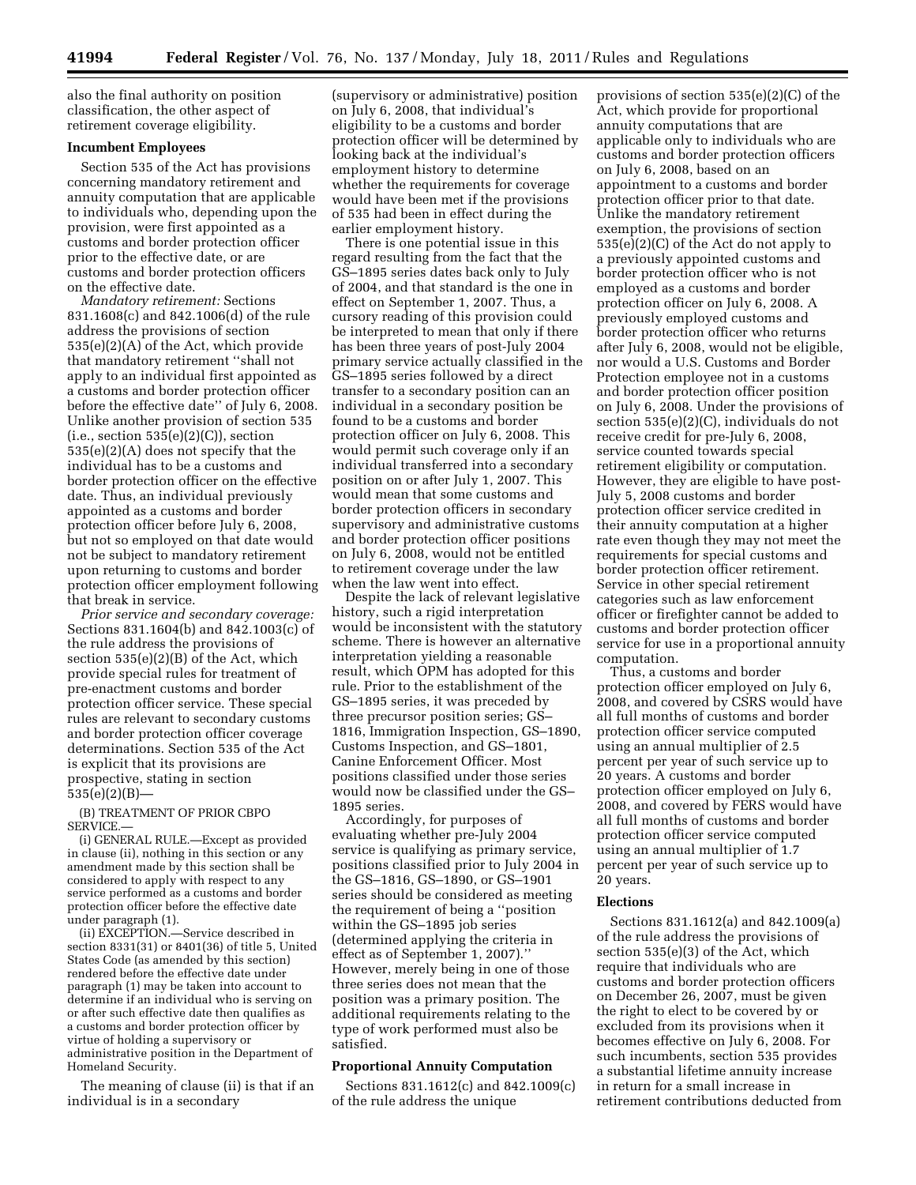also the final authority on position classification, the other aspect of retirement coverage eligibility.

**Incumbent Employees**

Section 535 of the Act has provisions concerning mandatory retirement and annuity computation that are applicable to individuals who, depending upon the provision, were first appointed as a customs and border protection officer prior to the effective date, or are customs and border protection officers on the effective date.

*Mandatory retirement:* Sections 831.1608(c) and 842.1006(d) of the rule address the provisions of section 535(e)(2)(A) of the Act, which provide that mandatory retirement ''shall not apply to an individual first appointed as a customs and border protection officer before the effective date'' of July 6, 2008. Unlike another provision of section 535 (i.e., section 535(e)(2)(C)), section 535(e)(2)(A) does not specify that the individual has to be a customs and border protection officer on the effective date. Thus, an individual previously appointed as a customs and border protection officer before July 6, 2008, but not so employed on that date would not be subject to mandatory retirement upon returning to customs and border protection officer employment following that break in service.

*Prior service and secondary coverage:* Sections 831.1604(b) and 842.1003(c) of the rule address the provisions of section 535(e)(2)(B) of the Act, which provide special rules for treatment of pre-enactment customs and border protection officer service. These special rules are relevant to secondary customs and border protection officer coverage determinations. Section 535 of the Act is explicit that its provisions are prospective, stating in section 535(e)(2)(B)—

(B) TREATMENT OF PRIOR CBPO SERVICE.—

(i) GENERAL RULE.—Except as provided in clause (ii), nothing in this section or any amendment made by this section shall be considered to apply with respect to any service performed as a customs and border protection officer before the effective date under paragraph (1).

(ii) EXCEPTION.—Service described in section 8331(31) or 8401(36) of title 5, United States Code (as amended by this section) rendered before the effective date under paragraph (1) may be taken into account to determine if an individual who is serving on or after such effective date then qualifies as a customs and border protection officer by virtue of holding a supervisory or administrative position in the Department of Homeland Security.

The meaning of clause (ii) is that if an individual is in a secondary (supervisory or administrative) position on July 6, 2008, that individual's eligibility to be a customs and border protection officer will be determined by looking back at the individual's employment history to determine whether the requirements for coverage would have been met if the provisions of 535 had been in effect during the earlier employment history.

There is one potential issue in this regard resulting from the fact that the GS–1895 series dates back only to July of 2004, and that standard is the one in effect on September 1, 2007. Thus, a cursory reading of this provision could be interpreted to mean that only if there has been three years of post-July 2004 primary service actually classified in the GS–1895 series followed by a direct transfer to a secondary position can an individual in a secondary position be found to be a customs and border protection officer on July 6, 2008. This would permit such coverage only if an individual transferred into a secondary position on or after July 1, 2007. This would mean that some customs and border protection officers in secondary supervisory and administrative customs and border protection officer positions on July 6, 2008, would not be entitled to retirement coverage under the law when the law went into effect.

Despite the lack of relevant legislative history, such a rigid interpretation would be inconsistent with the statutory scheme. There is however an alternative interpretation yielding a reasonable result, which OPM has adopted for this rule. Prior to the establishment of the GS–1895 series, it was preceded by three precursor position series; GS–1816, Immigration Inspection, GS–1890, Customs Inspection, and GS–1801, Canine Enforcement Officer. Most positions classified under those series would now be classified under the GS–1895 series.

Accordingly, for purposes of evaluating whether pre-July 2004 service is qualifying as primary service, positions classified prior to July 2004 in the GS–1816, GS–1890, or GS–1901 series should be considered as meeting the requirement of being a ''position within the GS–1895 job series (determined applying the criteria in effect as of September 1, 2007).'' However, merely being in one of those three series does not mean that the position was a primary position. The additional requirements relating to the type of work performed must also be satisfied.

**Proportional Annuity Computation**

Sections 831.1612(c) and 842.1009(c) of the rule address the unique provisions of section 535(e)(2)(C) of the Act, which provide for proportional annuity computations that are applicable only to individuals who are customs and border protection officers on July 6, 2008, based on an appointment to a customs and border protection officer prior to that date. Unlike the mandatory retirement exemption, the provisions of section 535(e)(2)(C) of the Act do not apply to a previously appointed customs and border protection officer who is not employed as a customs and border protection officer on July 6, 2008. A previously employed customs and border protection officer who returns after July 6, 2008, would not be eligible, nor would a U.S. Customs and Border Protection employee not in a customs and border protection officer position on July 6, 2008. Under the provisions of section 535(e)(2)(C), individuals do not receive credit for pre-July 6, 2008, service counted towards special retirement eligibility or computation. However, they are eligible to have post-July 5, 2008 customs and border protection officer service credited in their annuity computation at a higher rate even though they may not meet the requirements for special customs and border protection officer retirement. Service in other special retirement categories such as law enforcement officer or firefighter cannot be added to customs and border protection officer service for use in a proportional annuity computation.

Thus, a customs and border protection officer employed on July 6, 2008, and covered by CSRS would have all full months of customs and border protection officer service computed using an annual multiplier of 2.5 percent per year of such service up to 20 years. A customs and border protection officer employed on July 6, 2008, and covered by FERS would have all full months of customs and border protection officer service computed using an annual multiplier of 1.7 percent per year of such service up to 20 years.

**Elections**

Sections 831.1612(a) and 842.1009(a) of the rule address the provisions of section 535(e)(3) of the Act, which require that individuals who are customs and border protection officers on December 26, 2007, must be given the right to elect to be covered by or excluded from its provisions when it becomes effective on July 6, 2008. For such incumbents, section 535 provides a substantial lifetime annuity increase in return for a small increase in retirement contributions deducted from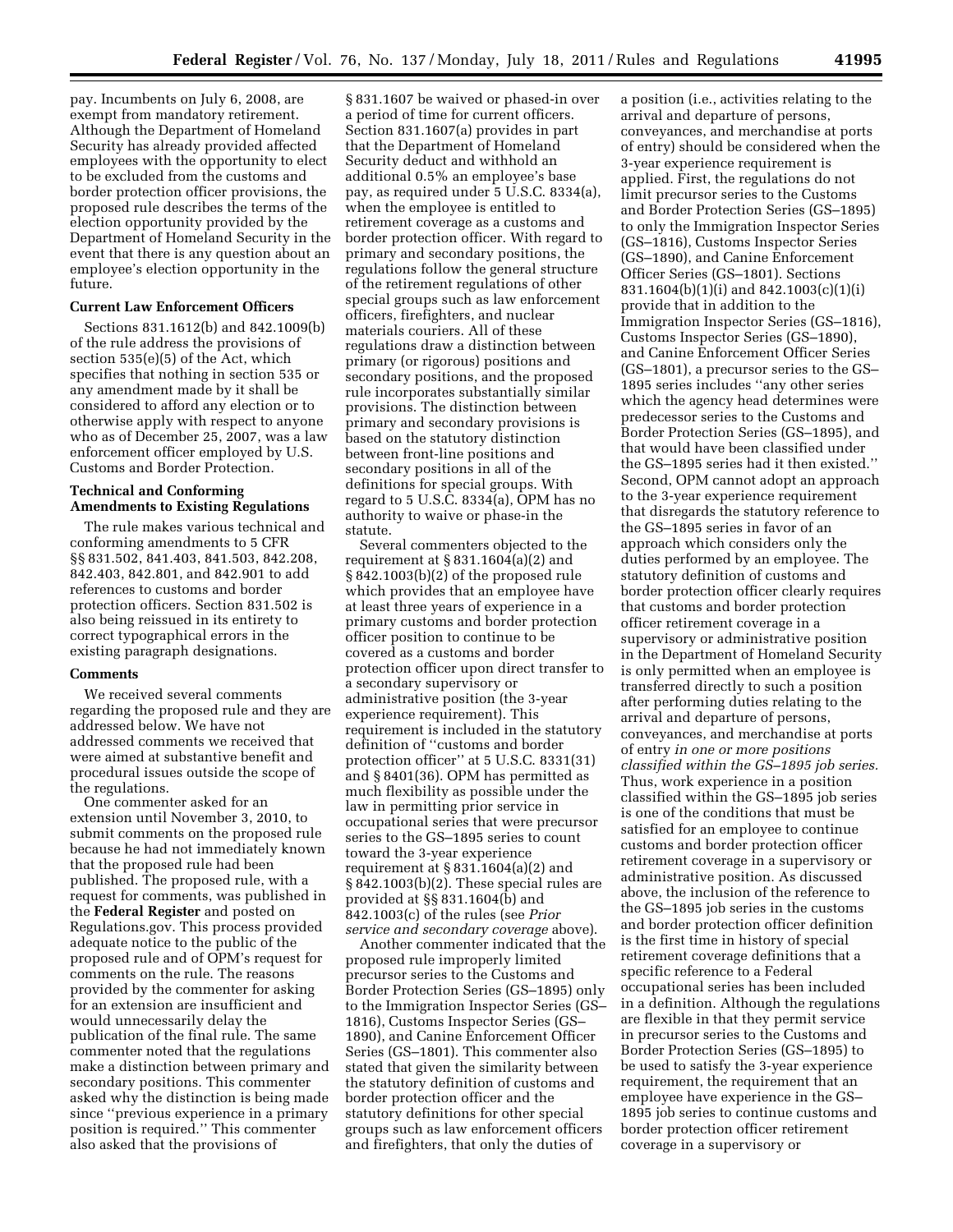pay. Incumbents on July 6, 2008, are exempt from mandatory retirement. Although the Department of Homeland Security has already provided affected employees with the opportunity to elect to be excluded from the customs and border protection officer provisions, the proposed rule describes the terms of the election opportunity provided by the Department of Homeland Security in the event that there is any question about an employee's election opportunity in the future.

**Current Law Enforcement Officers**

Sections 831.1612(b) and 842.1009(b) of the rule address the provisions of section 535(e)(5) of the Act, which specifies that nothing in section 535 or any amendment made by it shall be considered to afford any election or to otherwise apply with respect to anyone who as of December 25, 2007, was a law enforcement officer employed by U.S. Customs and Border Protection.

**Technical and Conforming Amendments to Existing Regulations**

The rule makes various technical and conforming amendments to 5 CFR §§ 831.502, 841.403, 841.503, 842.208, 842.403, 842.801, and 842.901 to add references to customs and border protection officers. Section 831.502 is also being reissued in its entirety to correct typographical errors in the existing paragraph designations.

**Comments**

We received several comments regarding the proposed rule and they are addressed below. We have not addressed comments we received that were aimed at substantive benefit and procedural issues outside the scope of the regulations.

One commenter asked for an extension until November 3, 2010, to submit comments on the proposed rule because he had not immediately known that the proposed rule had been published. The proposed rule, with a request for comments, was published in the **Federal Register** and posted on Regulations.gov. This process provided adequate notice to the public of the proposed rule and of OPM's request for comments on the rule. The reasons provided by the commenter for asking for an extension are insufficient and would unnecessarily delay the publication of the final rule. The same commenter noted that the regulations make a distinction between primary and secondary positions. This commenter asked why the distinction is being made since ''previous experience in a primary position is required.'' This commenter also asked that the provisions of § 831.1607 be waived or phased-in over a period of time for current officers. Section 831.1607(a) provides in part that the Department of Homeland Security deduct and withhold an additional 0.5% an employee's base pay, as required under 5 U.S.C. 8334(a), when the employee is entitled to retirement coverage as a customs and border protection officer. With regard to primary and secondary positions, the regulations follow the general structure of the retirement regulations of other special groups such as law enforcement officers, firefighters, and nuclear materials couriers. All of these regulations draw a distinction between primary (or rigorous) positions and secondary positions, and the proposed rule incorporates substantially similar provisions. The distinction between primary and secondary provisions is based on the statutory distinction between front-line positions and secondary positions in all of the definitions for special groups. With regard to 5 U.S.C. 8334(a), OPM has no authority to waive or phase-in the statute.

Several commenters objected to the requirement at § 831.1604(a)(2) and § 842.1003(b)(2) of the proposed rule which provides that an employee have at least three years of experience in a primary customs and border protection officer position to continue to be covered as a customs and border protection officer upon direct transfer to a secondary supervisory or administrative position (the 3-year experience requirement). This requirement is included in the statutory definition of ''customs and border protection officer'' at 5 U.S.C. 8331(31) and § 8401(36). OPM has permitted as much flexibility as possible under the law in permitting prior service in occupational series that were precursor series to the GS–1895 series to count toward the 3-year experience requirement at § 831.1604(a)(2) and § 842.1003(b)(2). These special rules are provided at §§ 831.1604(b) and 842.1003(c) of the rules (see *Prior service and secondary coverage* above).

Another commenter indicated that the proposed rule improperly limited precursor series to the Customs and Border Protection Series (GS–1895) only to the Immigration Inspector Series (GS–1816), Customs Inspector Series (GS–1890), and Canine Enforcement Officer Series (GS–1801). This commenter also stated that given the similarity between the statutory definition of customs and border protection officer and the statutory definitions for other special groups such as law enforcement officers and firefighters, that only the duties of a position (i.e., activities relating to the arrival and departure of persons, conveyances, and merchandise at ports of entry) should be considered when the 3-year experience requirement is applied. First, the regulations do not limit precursor series to the Customs and Border Protection Series (GS–1895) to only the Immigration Inspector Series (GS–1816), Customs Inspector Series (GS–1890), and Canine Enforcement Officer Series (GS–1801). Sections 831.1604(b)(1)(i) and 842.1003(c)(1)(i) provide that in addition to the Immigration Inspector Series (GS–1816), Customs Inspector Series (GS–1890), and Canine Enforcement Officer Series (GS–1801), a precursor series to the GS–1895 series includes ''any other series which the agency head determines were predecessor series to the Customs and Border Protection Series (GS–1895), and that would have been classified under the GS–1895 series had it then existed.'' Second, OPM cannot adopt an approach to the 3-year experience requirement that disregards the statutory reference to the GS–1895 series in favor of an approach which considers only the duties performed by an employee. The statutory definition of customs and border protection officer clearly requires that customs and border protection officer retirement coverage in a supervisory or administrative position in the Department of Homeland Security is only permitted when an employee is transferred directly to such a position after performing duties relating to the arrival and departure of persons, conveyances, and merchandise at ports of entry *in one or more positions classified within the GS–1895 job series.* Thus, work experience in a position classified within the GS–1895 job series is one of the conditions that must be satisfied for an employee to continue customs and border protection officer retirement coverage in a supervisory or administrative position. As discussed above, the inclusion of the reference to the GS–1895 job series in the customs and border protection officer definition is the first time in history of special retirement coverage definitions that a specific reference to a Federal occupational series has been included in a definition. Although the regulations are flexible in that they permit service in precursor series to the Customs and Border Protection Series (GS–1895) to be used to satisfy the 3-year experience requirement, the requirement that an employee have experience in the GS–1895 job series to continue customs and border protection officer retirement coverage in a supervisory or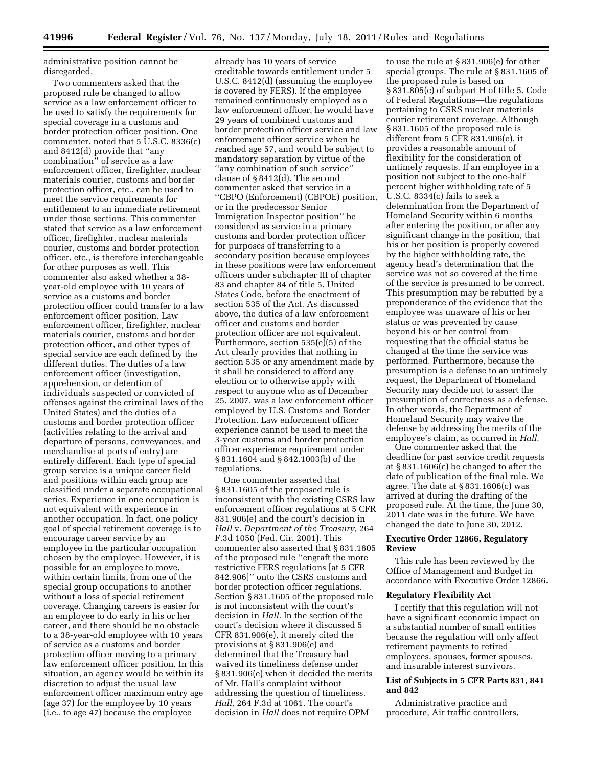administrative position cannot be disregarded.

Two commenters asked that the proposed rule be changed to allow service as a law enforcement officer to be used to satisfy the requirements for special coverage in a customs and border protection officer position. One commenter, noted that 5 U.S.C. 8336(c) and 8412(d) provide that ''any combination'' of service as a law enforcement officer, firefighter, nuclear materials courier, customs and border protection officer, etc., can be used to meet the service requirements for entitlement to an immediate retirement under those sections. This commenter stated that service as a law enforcement officer, firefighter, nuclear materials courier, customs and border protection officer, etc., is therefore interchangeable for other purposes as well. This commenter also asked whether a 38-year-old employee with 10 years of service as a customs and border protection officer could transfer to a law enforcement officer position. Law enforcement officer, firefighter, nuclear materials courier, customs and border protection officer, and other types of special service are each defined by the different duties. The duties of a law enforcement officer (investigation, apprehension, or detention of individuals suspected or convicted of offenses against the criminal laws of the United States) and the duties of a customs and border protection officer (activities relating to the arrival and departure of persons, conveyances, and merchandise at ports of entry) are entirely different. Each type of special group service is a unique career field and positions within each group are classified under a separate occupational series. Experience in one occupation is not equivalent with experience in another occupation. In fact, one policy goal of special retirement coverage is to encourage career service by an employee in the particular occupation chosen by the employee. However, it is possible for an employee to move, within certain limits, from one of the special group occupations to another without a loss of special retirement coverage. Changing careers is easier for an employee to do early in his or her career, and there should be no obstacle to a 38-year-old employee with 10 years of service as a customs and border protection officer moving to a primary law enforcement officer position. In this situation, an agency would be within its discretion to adjust the usual law enforcement officer maximum entry age (age 37) for the employee by 10 years (i.e., to age 47) because the employee already has 10 years of service creditable towards entitlement under 5 U.S.C. 8412(d) (assuming the employee is covered by FERS). If the employee remained continuously employed as a law enforcement officer, he would have 29 years of combined customs and border protection officer service and law enforcement officer service when he reached age 57, and would be subject to mandatory separation by virtue of the ''any combination of such service'' clause of § 8412(d). The second commenter asked that service in a ''CBPO (Enforcement) (CBPOE) position, or in the predecessor Senior Immigration Inspector position'' be considered as service in a primary customs and border protection officer for purposes of transferring to a secondary position because employees in these positions were law enforcement officers under subchapter III of chapter 83 and chapter 84 of title 5, United States Code, before the enactment of section 535 of the Act. As discussed above, the duties of a law enforcement officer and customs and border protection officer are not equivalent. Furthermore, section 535(e)(5) of the Act clearly provides that nothing in section 535 or any amendment made by it shall be considered to afford any election or to otherwise apply with respect to anyone who as of December 25, 2007, was a law enforcement officer employed by U.S. Customs and Border Protection. Law enforcement officer experience cannot be used to meet the 3-year customs and border protection officer experience requirement under § 831.1604 and § 842.1003(b) of the regulations.

One commenter asserted that § 831.1605 of the proposed rule is inconsistent with the existing CSRS law enforcement officer regulations at 5 CFR 831.906(e) and the court's decision in *Hall* v. *Department of the Treasury,* 264 F.3d 1050 (Fed. Cir. 2001). This commenter also asserted that § 831.1605 of the proposed rule ''engraft the more restrictive FERS regulations [at 5 CFR 842.906]'' onto the CSRS customs and border protection officer regulations. Section § 831.1605 of the proposed rule is not inconsistent with the court's decision in *Hall.* In the section of the court's decision where it discussed 5 CFR 831.906(e), it merely cited the provisions at § 831.906(e) and determined that the Treasury had waived its timeliness defense under § 831.906(e) when it decided the merits of Mr. Hall's complaint without addressing the question of timeliness. *Hall,* 264 F.3d at 1061. The court's decision in *Hall* does not require OPM to use the rule at § 831.906(e) for other special groups. The rule at § 831.1605 of the proposed rule is based on § 831.805(c) of subpart H of title 5, Code of Federal Regulations—the regulations pertaining to CSRS nuclear materials courier retirement coverage. Although § 831.1605 of the proposed rule is different from 5 CFR 831.906(e), it provides a reasonable amount of flexibility for the consideration of untimely requests. If an employee in a position not subject to the one-half percent higher withholding rate of 5 U.S.C. 8334(c) fails to seek a determination from the Department of Homeland Security within 6 months after entering the position, or after any significant change in the position, that his or her position is properly covered by the higher withholding rate, the agency head's determination that the service was not so covered at the time of the service is presumed to be correct. This presumption may be rebutted by a preponderance of the evidence that the employee was unaware of his or her status or was prevented by cause beyond his or her control from requesting that the official status be changed at the time the service was performed. Furthermore, because the presumption is a defense to an untimely request, the Department of Homeland Security may decide not to assert the presumption of correctness as a defense. In other words, the Department of Homeland Security may waive the defense by addressing the merits of the employee's claim, as occurred in *Hall.*

One commenter asked that the deadline for past service credit requests at § 831.1606(c) be changed to after the date of publication of the final rule. We agree. The date at § 831.1606(c) was arrived at during the drafting of the proposed rule. At the time, the June 30, 2011 date was in the future. We have changed the date to June 30, 2012.

**Executive Order 12866, Regulatory Review**

This rule has been reviewed by the Office of Management and Budget in accordance with Executive Order 12866.

**Regulatory Flexibility Act**

I certify that this regulation will not have a significant economic impact on a substantial number of small entities because the regulation will only affect retirement payments to retired employees, spouses, former spouses, and insurable interest survivors.

**List of Subjects in 5 CFR Parts 831, 841 and 842**

Administrative practice and procedure, Air traffic controllers,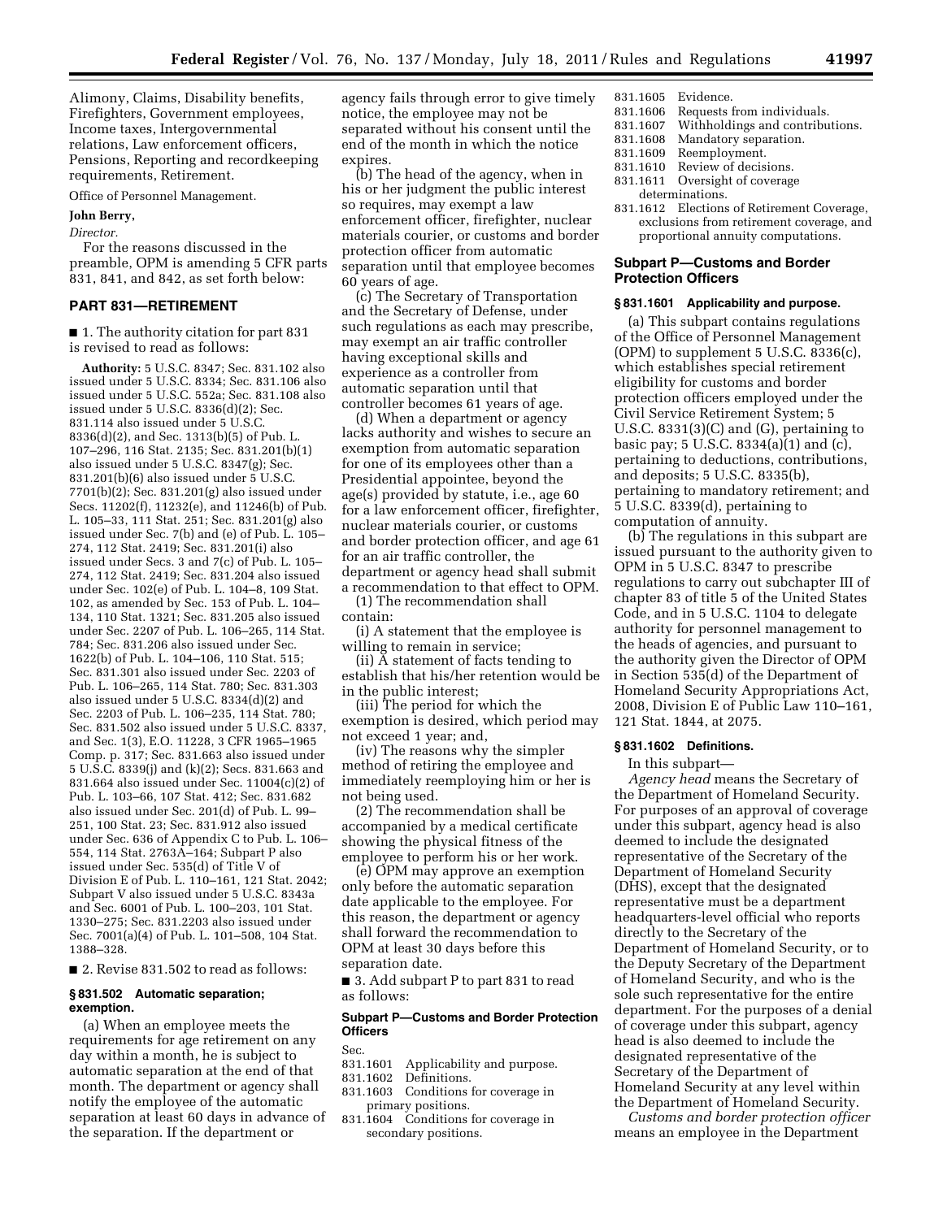Alimony, Claims, Disability benefits, Firefighters, Government employees, Income taxes, Intergovernmental relations, Law enforcement officers, Pensions, Reporting and recordkeeping requirements, Retirement.

Office of Personnel Management.

**John Berry,**

*Director.*

For the reasons discussed in the preamble, OPM is amending 5 CFR parts 831, 841, and 842, as set forth below:

## PART 831—RETIREMENT

■ 1. The authority citation for part 831 is revised to read as follows:

**Authority:** 5 U.S.C. 8347; Sec. 831.102 also issued under 5 U.S.C. 8334; Sec. 831.106 also issued under 5 U.S.C. 552a; Sec. 831.108 also issued under 5 U.S.C. 8336(d)(2); Sec. 831.114 also issued under 5 U.S.C. 8336(d)(2), and Sec. 1313(b)(5) of Pub. L. 107–296, 116 Stat. 2135; Sec. 831.201(b)(1) also issued under 5 U.S.C. 8347(g); Sec. 831.201(b)(6) also issued under 5 U.S.C. 7701(b)(2); Sec. 831.201(g) also issued under Secs. 11202(f), 11232(e), and 11246(b) of Pub. L. 105–33, 111 Stat. 251; Sec. 831.201(g) also issued under Sec. 7(b) and (e) of Pub. L. 105–274, 112 Stat. 2419; Sec. 831.201(i) also issued under Secs. 3 and 7(c) of Pub. L. 105–274, 112 Stat. 2419; Sec. 831.204 also issued under Sec. 102(e) of Pub. L. 104–8, 109 Stat. 102, as amended by Sec. 153 of Pub. L. 104–134, 110 Stat. 1321; Sec. 831.205 also issued under Sec. 2207 of Pub. L. 106–265, 114 Stat. 784; Sec. 831.206 also issued under Sec. 1622(b) of Pub. L. 104–106, 110 Stat. 515; Sec. 831.301 also issued under Sec. 2203 of Pub. L. 106–265, 114 Stat. 780; Sec. 831.303 also issued under 5 U.S.C. 8334(d)(2) and Sec. 2203 of Pub. L. 106–235, 114 Stat. 780; Sec. 831.502 also issued under 5 U.S.C. 8337, and Sec. 1(3), E.O. 11228, 3 CFR 1965–1965 Comp. p. 317; Sec. 831.663 also issued under 5 U.S.C. 8339(j) and (k)(2); Secs. 831.663 and 831.664 also issued under Sec. 11004(c)(2) of Pub. L. 103–66, 107 Stat. 412; Sec. 831.682 also issued under Sec. 201(d) of Pub. L. 99–251, 100 Stat. 23; Sec. 831.912 also issued under Sec. 636 of Appendix C to Pub. L. 106–554, 114 Stat. 2763A–164; Subpart P also issued under Sec. 535(d) of Title V of Division E of Pub. L. 110–161, 121 Stat. 2042; Subpart V also issued under 5 U.S.C. 8343a and Sec. 6001 of Pub. L. 100–203, 101 Stat. 1330–275; Sec. 831.2203 also issued under Sec. 7001(a)(4) of Pub. L. 101–508, 104 Stat. 1388–328.

■ 2. Revise 831.502 to read as follows:

### § 831.502 Automatic separation; exemption.

(a) When an employee meets the requirements for age retirement on any day within a month, he is subject to automatic separation at the end of that month. The department or agency shall notify the employee of the automatic separation at least 60 days in advance of the separation. If the department or agency fails through error to give timely notice, the employee may not be separated without his consent until the end of the month in which the notice expires.

(b) The head of the agency, when in his or her judgment the public interest so requires, may exempt a law enforcement officer, firefighter, nuclear materials courier, or customs and border protection officer from automatic separation until that employee becomes 60 years of age.

(c) The Secretary of Transportation and the Secretary of Defense, under such regulations as each may prescribe, may exempt an air traffic controller having exceptional skills and experience as a controller from automatic separation until that controller becomes 61 years of age.

(d) When a department or agency lacks authority and wishes to secure an exemption from automatic separation for one of its employees other than a Presidential appointee, beyond the age(s) provided by statute, i.e., age 60 for a law enforcement officer, firefighter, nuclear materials courier, or customs and border protection officer, and age 61 for an air traffic controller, the department or agency head shall submit a recommendation to that effect to OPM.

(1) The recommendation shall contain:

(i) A statement that the employee is willing to remain in service;

(ii) A statement of facts tending to establish that his/her retention would be in the public interest;

(iii) The period for which the exemption is desired, which period may not exceed 1 year; and,

(iv) The reasons why the simpler method of retiring the employee and immediately reemploying him or her is not being used.

(2) The recommendation shall be accompanied by a medical certificate showing the physical fitness of the employee to perform his or her work.

(e) OPM may approve an exemption only before the automatic separation date applicable to the employee. For this reason, the department or agency shall forward the recommendation to OPM at least 30 days before this separation date.

■ 3. Add subpart P to part 831 to read as follows:

### Subpart P—Customs and Border Protection Officers

Sec.
831.1601 Applicability and purpose.
831.1602 Definitions.
831.1603 Conditions for coverage in primary positions.
831.1604 Conditions for coverage in secondary positions.
831.1605 Evidence.
831.1606 Requests from individuals.
831.1607 Withholdings and contributions.
831.1608 Mandatory separation.
831.1609 Reemployment.
831.1610 Review of decisions.
831.1611 Oversight of coverage determinations.
831.1612 Elections of Retirement Coverage, exclusions from retirement coverage, and proportional annuity computations.

### Subpart P—Customs and Border Protection Officers

### § 831.1601 Applicability and purpose.

(a) This subpart contains regulations of the Office of Personnel Management (OPM) to supplement 5 U.S.C. 8336(c), which establishes special retirement eligibility for customs and border protection officers employed under the Civil Service Retirement System; 5 U.S.C. 8331(3)(C) and (G), pertaining to basic pay; 5 U.S.C. 8334(a)(1) and (c), pertaining to deductions, contributions, and deposits; 5 U.S.C. 8335(b), pertaining to mandatory retirement; and 5 U.S.C. 8339(d), pertaining to computation of annuity.

(b) The regulations in this subpart are issued pursuant to the authority given to OPM in 5 U.S.C. 8347 to prescribe regulations to carry out subchapter III of chapter 83 of title 5 of the United States Code, and in 5 U.S.C. 1104 to delegate authority for personnel management to the heads of agencies, and pursuant to the authority given the Director of OPM in Section 535(d) of the Department of Homeland Security Appropriations Act, 2008, Division E of Public Law 110–161, 121 Stat. 1844, at 2075.

### § 831.1602 Definitions.

In this subpart—

*Agency head* means the Secretary of the Department of Homeland Security. For purposes of an approval of coverage under this subpart, agency head is also deemed to include the designated representative of the Secretary of the Department of Homeland Security (DHS), except that the designated representative must be a department headquarters-level official who reports directly to the Secretary of the Department of Homeland Security, or to the Deputy Secretary of the Department of Homeland Security, and who is the sole such representative for the entire department. For the purposes of a denial of coverage under this subpart, agency head is also deemed to include the designated representative of the Secretary of the Department of Homeland Security at any level within the Department of Homeland Security.

*Customs and border protection officer* means an employee in the Department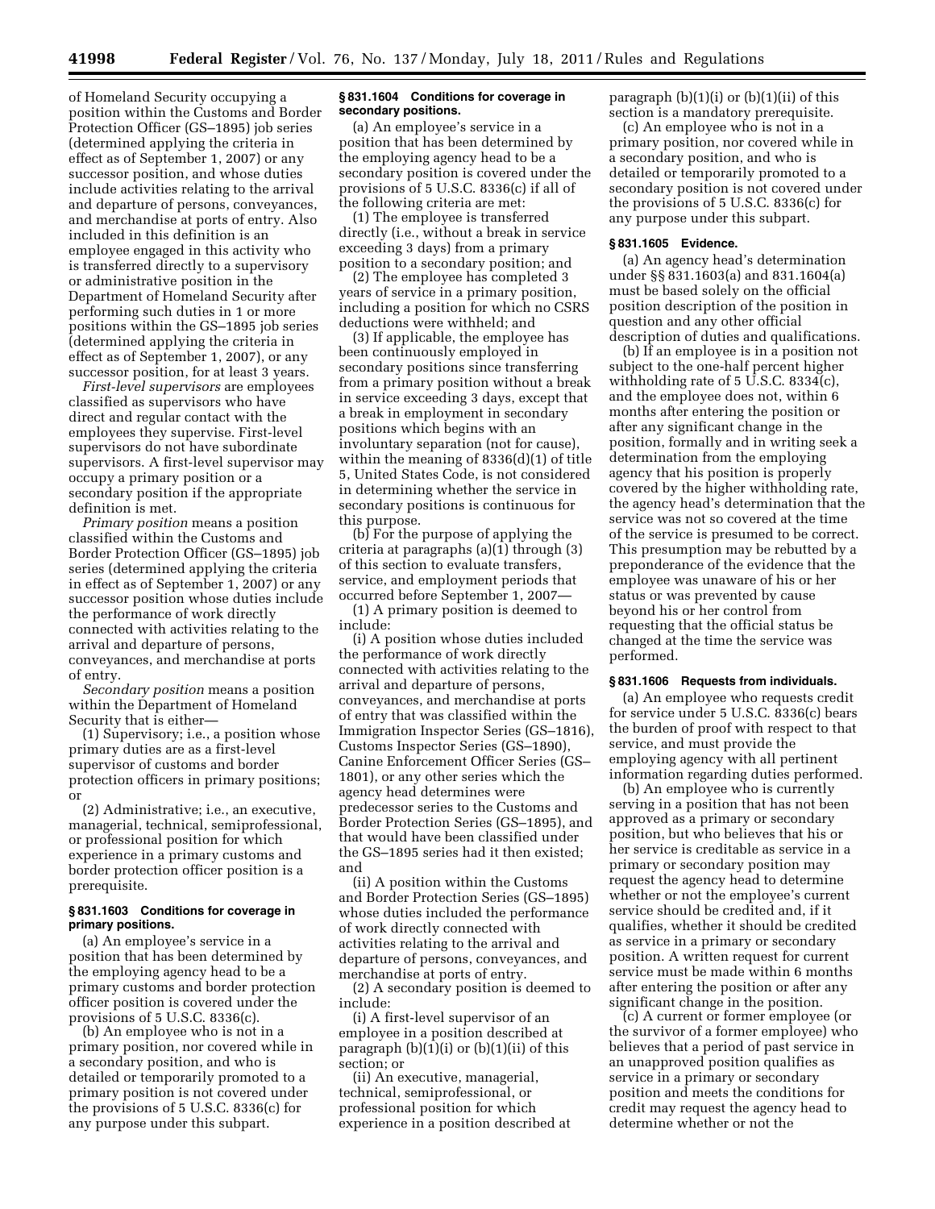of Homeland Security occupying a position within the Customs and Border Protection Officer (GS–1895) job series (determined applying the criteria in effect as of September 1, 2007) or any successor position, and whose duties include activities relating to the arrival and departure of persons, conveyances, and merchandise at ports of entry. Also included in this definition is an employee engaged in this activity who is transferred directly to a supervisory or administrative position in the Department of Homeland Security after performing such duties in 1 or more positions within the GS–1895 job series (determined applying the criteria in effect as of September 1, 2007), or any successor position, for at least 3 years.

*First-level supervisors* are employees classified as supervisors who have direct and regular contact with the employees they supervise. First-level supervisors do not have subordinate supervisors. A first-level supervisor may occupy a primary position or a secondary position if the appropriate definition is met.

*Primary position* means a position classified within the Customs and Border Protection Officer (GS–1895) job series (determined applying the criteria in effect as of September 1, 2007) or any successor position whose duties include the performance of work directly connected with activities relating to the arrival and departure of persons, conveyances, and merchandise at ports of entry.

*Secondary position* means a position within the Department of Homeland Security that is either—

(1) Supervisory; i.e., a position whose primary duties are as a first-level supervisor of customs and border protection officers in primary positions; or

(2) Administrative; i.e., an executive, managerial, technical, semiprofessional, or professional position for which experience in a primary customs and border protection officer position is a prerequisite.

### § 831.1603 Conditions for coverage in primary positions.

(a) An employee's service in a position that has been determined by the employing agency head to be a primary customs and border protection officer position is covered under the provisions of 5 U.S.C. 8336(c).

(b) An employee who is not in a primary position, nor covered while in a secondary position, and who is detailed or temporarily promoted to a primary position is not covered under the provisions of 5 U.S.C. 8336(c) for any purpose under this subpart.

### § 831.1604 Conditions for coverage in secondary positions.

(a) An employee's service in a position that has been determined by the employing agency head to be a secondary position is covered under the provisions of 5 U.S.C. 8336(c) if all of the following criteria are met:

(1) The employee is transferred directly (i.e., without a break in service exceeding 3 days) from a primary position to a secondary position; and

(2) The employee has completed 3 years of service in a primary position, including a position for which no CSRS deductions were withheld; and

(3) If applicable, the employee has been continuously employed in secondary positions since transferring from a primary position without a break in service exceeding 3 days, except that a break in employment in secondary positions which begins with an involuntary separation (not for cause), within the meaning of 8336(d)(1) of title 5, United States Code, is not considered in determining whether the service in secondary positions is continuous for this purpose.

(b) For the purpose of applying the criteria at paragraphs (a)(1) through (3) of this section to evaluate transfers, service, and employment periods that occurred before September 1, 2007—

(1) A primary position is deemed to include:

(i) A position whose duties included the performance of work directly connected with activities relating to the arrival and departure of persons, conveyances, and merchandise at ports of entry that was classified within the Immigration Inspector Series (GS–1816), Customs Inspector Series (GS–1890), Canine Enforcement Officer Series (GS–1801), or any other series which the agency head determines were predecessor series to the Customs and Border Protection Series (GS–1895), and that would have been classified under the GS–1895 series had it then existed; and

(ii) A position within the Customs and Border Protection Series (GS–1895) whose duties included the performance of work directly connected with activities relating to the arrival and departure of persons, conveyances, and merchandise at ports of entry.

(2) A secondary position is deemed to include:

(i) A first-level supervisor of an employee in a position described at paragraph (b)(1)(i) or (b)(1)(ii) of this section; or

(ii) An executive, managerial, technical, semiprofessional, or professional position for which experience in a position described at paragraph (b)(1)(i) or (b)(1)(ii) of this section is a mandatory prerequisite.

(c) An employee who is not in a primary position, nor covered while in a secondary position, and who is detailed or temporarily promoted to a secondary position is not covered under the provisions of 5 U.S.C. 8336(c) for any purpose under this subpart.

### § 831.1605 Evidence.

(a) An agency head's determination under §§ 831.1603(a) and 831.1604(a) must be based solely on the official position description of the position in question and any other official description of duties and qualifications.

(b) If an employee is in a position not subject to the one-half percent higher withholding rate of 5 U.S.C. 8334(c), and the employee does not, within 6 months after entering the position or after any significant change in the position, formally and in writing seek a determination from the employing agency that his position is properly covered by the higher withholding rate, the agency head's determination that the service was not so covered at the time of the service is presumed to be correct. This presumption may be rebutted by a preponderance of the evidence that the employee was unaware of his or her status or was prevented by cause beyond his or her control from requesting that the official status be changed at the time the service was performed.

### § 831.1606 Requests from individuals.

(a) An employee who requests credit for service under 5 U.S.C. 8336(c) bears the burden of proof with respect to that service, and must provide the employing agency with all pertinent information regarding duties performed.

(b) An employee who is currently serving in a position that has not been approved as a primary or secondary position, but who believes that his or her service is creditable as service in a primary or secondary position may request the agency head to determine whether or not the employee's current service should be credited and, if it qualifies, whether it should be credited as service in a primary or secondary position. A written request for current service must be made within 6 months after entering the position or after any significant change in the position.

(c) A current or former employee (or the survivor of a former employee) who believes that a period of past service in an unapproved position qualifies as service in a primary or secondary position and meets the conditions for credit may request the agency head to determine whether or not the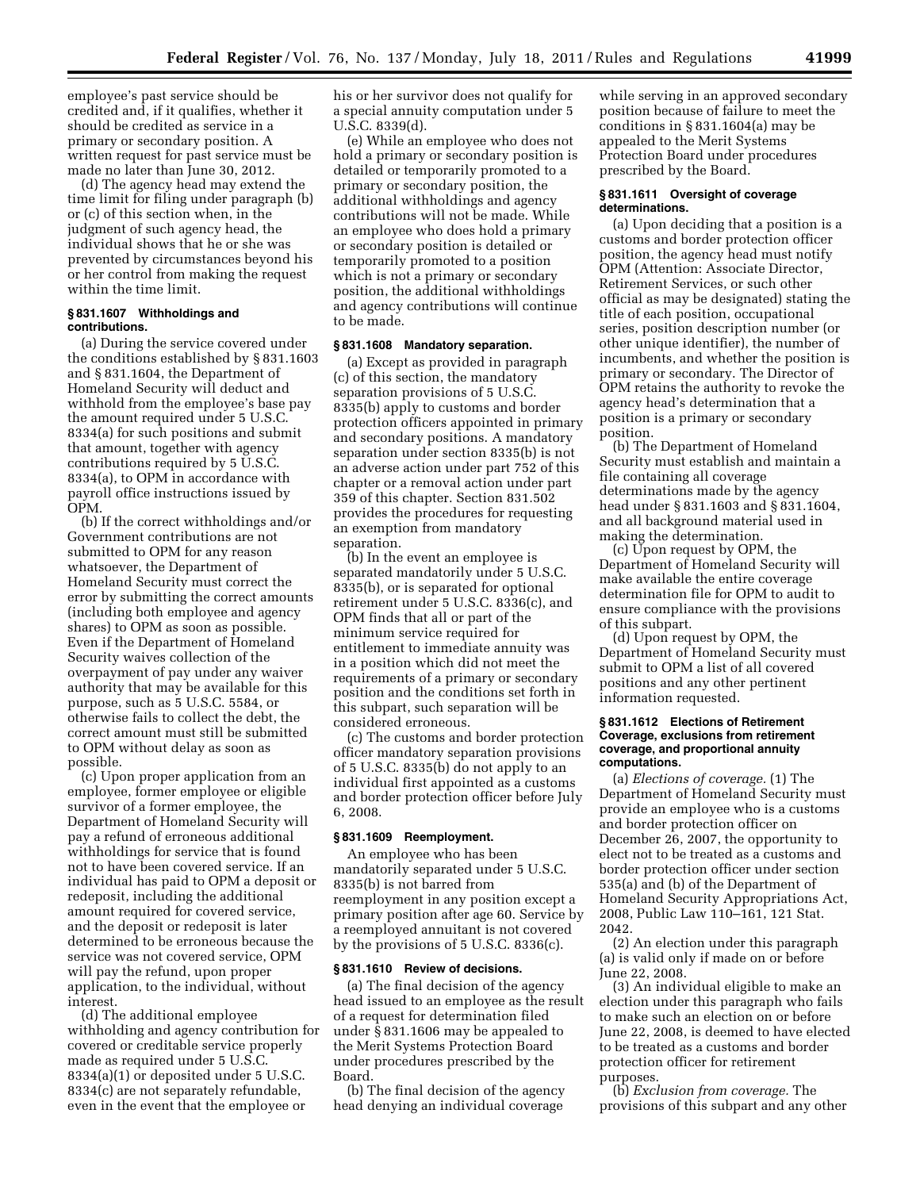employee's past service should be credited and, if it qualifies, whether it should be credited as service in a primary or secondary position. A written request for past service must be made no later than June 30, 2012.

(d) The agency head may extend the time limit for filing under paragraph (b) or (c) of this section when, in the judgment of such agency head, the individual shows that he or she was prevented by circumstances beyond his or her control from making the request within the time limit.

**§ 831.1607 Withholdings and contributions.**

(a) During the service covered under the conditions established by § 831.1603 and § 831.1604, the Department of Homeland Security will deduct and withhold from the employee's base pay the amount required under 5 U.S.C. 8334(a) for such positions and submit that amount, together with agency contributions required by 5 U.S.C. 8334(a), to OPM in accordance with payroll office instructions issued by OPM.

(b) If the correct withholdings and/or Government contributions are not submitted to OPM for any reason whatsoever, the Department of Homeland Security must correct the error by submitting the correct amounts (including both employee and agency shares) to OPM as soon as possible. Even if the Department of Homeland Security waives collection of the overpayment of pay under any waiver authority that may be available for this purpose, such as 5 U.S.C. 5584, or otherwise fails to collect the debt, the correct amount must still be submitted to OPM without delay as soon as possible.

(c) Upon proper application from an employee, former employee or eligible survivor of a former employee, the Department of Homeland Security will pay a refund of erroneous additional withholdings for service that is found not to have been covered service. If an individual has paid to OPM a deposit or redeposit, including the additional amount required for covered service, and the deposit or redeposit is later determined to be erroneous because the service was not covered service, OPM will pay the refund, upon proper application, to the individual, without interest.

(d) The additional employee withholding and agency contribution for covered or creditable service properly made as required under 5 U.S.C. 8334(a)(1) or deposited under 5 U.S.C. 8334(c) are not separately refundable, even in the event that the employee or his or her survivor does not qualify for a special annuity computation under 5 U.S.C. 8339(d).

(e) While an employee who does not hold a primary or secondary position is detailed or temporarily promoted to a primary or secondary position, the additional withholdings and agency contributions will not be made. While an employee who does hold a primary or secondary position is detailed or temporarily promoted to a position which is not a primary or secondary position, the additional withholdings and agency contributions will continue to be made.

**§ 831.1608 Mandatory separation.**

(a) Except as provided in paragraph (c) of this section, the mandatory separation provisions of 5 U.S.C. 8335(b) apply to customs and border protection officers appointed in primary and secondary positions. A mandatory separation under section 8335(b) is not an adverse action under part 752 of this chapter or a removal action under part 359 of this chapter. Section 831.502 provides the procedures for requesting an exemption from mandatory separation.

(b) In the event an employee is separated mandatorily under 5 U.S.C. 8335(b), or is separated for optional retirement under 5 U.S.C. 8336(c), and OPM finds that all or part of the minimum service required for entitlement to immediate annuity was in a position which did not meet the requirements of a primary or secondary position and the conditions set forth in this subpart, such separation will be considered erroneous.

(c) The customs and border protection officer mandatory separation provisions of 5 U.S.C. 8335(b) do not apply to an individual first appointed as a customs and border protection officer before July 6, 2008.

**§ 831.1609 Reemployment.**

An employee who has been mandatorily separated under 5 U.S.C. 8335(b) is not barred from reemployment in any position except a primary position after age 60. Service by a reemployed annuitant is not covered by the provisions of 5 U.S.C. 8336(c).

**§ 831.1610 Review of decisions.**

(a) The final decision of the agency head issued to an employee as the result of a request for determination filed under § 831.1606 may be appealed to the Merit Systems Protection Board under procedures prescribed by the Board.

(b) The final decision of the agency head denying an individual coverage while serving in an approved secondary position because of failure to meet the conditions in § 831.1604(a) may be appealed to the Merit Systems Protection Board under procedures prescribed by the Board.

**§ 831.1611 Oversight of coverage determinations.**

(a) Upon deciding that a position is a customs and border protection officer position, the agency head must notify OPM (Attention: Associate Director, Retirement Services, or such other official as may be designated) stating the title of each position, occupational series, position description number (or other unique identifier), the number of incumbents, and whether the position is primary or secondary. The Director of OPM retains the authority to revoke the agency head's determination that a position is a primary or secondary position.

(b) The Department of Homeland Security must establish and maintain a file containing all coverage determinations made by the agency head under § 831.1603 and § 831.1604, and all background material used in making the determination.

(c) Upon request by OPM, the Department of Homeland Security will make available the entire coverage determination file for OPM to audit to ensure compliance with the provisions of this subpart.

(d) Upon request by OPM, the Department of Homeland Security must submit to OPM a list of all covered positions and any other pertinent information requested.

**§ 831.1612 Elections of Retirement Coverage, exclusions from retirement coverage, and proportional annuity computations.**

(a) *Elections of coverage.* (1) The Department of Homeland Security must provide an employee who is a customs and border protection officer on December 26, 2007, the opportunity to elect not to be treated as a customs and border protection officer under section 535(a) and (b) of the Department of Homeland Security Appropriations Act, 2008, Public Law 110–161, 121 Stat. 2042.

(2) An election under this paragraph (a) is valid only if made on or before June 22, 2008.

(3) An individual eligible to make an election under this paragraph who fails to make such an election on or before June 22, 2008, is deemed to have elected to be treated as a customs and border protection officer for retirement purposes.

(b) *Exclusion from coverage.* The provisions of this subpart and any other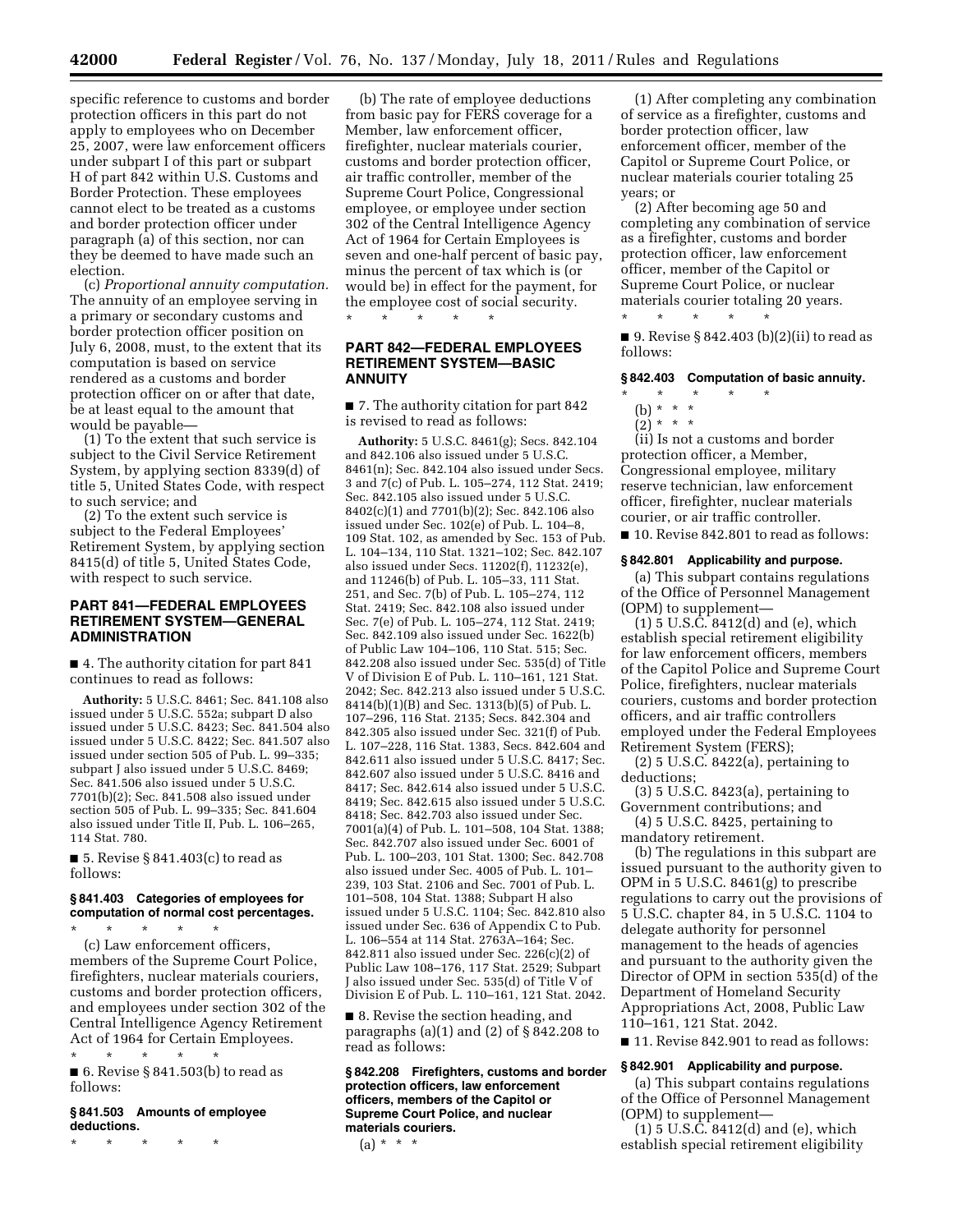specific reference to customs and border protection officers in this part do not apply to employees who on December 25, 2007, were law enforcement officers under subpart I of this part or subpart H of part 842 within U.S. Customs and Border Protection. These employees cannot elect to be treated as a customs and border protection officer under paragraph (a) of this section, nor can they be deemed to have made such an election.

(c) *Proportional annuity computation.* The annuity of an employee serving in a primary or secondary customs and border protection officer position on July 6, 2008, must, to the extent that its computation is based on service rendered as a customs and border protection officer on or after that date, be at least equal to the amount that would be payable—

(1) To the extent that such service is subject to the Civil Service Retirement System, by applying section 8339(d) of title 5, United States Code, with respect to such service; and

(2) To the extent such service is subject to the Federal Employees' Retirement System, by applying section 8415(d) of title 5, United States Code, with respect to such service.

## PART 841—FEDERAL EMPLOYEES RETIREMENT SYSTEM—GENERAL ADMINISTRATION

■ 4. The authority citation for part 841 continues to read as follows:

**Authority:** 5 U.S.C. 8461; Sec. 841.108 also issued under 5 U.S.C. 552a; subpart D also issued under 5 U.S.C. 8423; Sec. 841.504 also issued under 5 U.S.C. 8422; Sec. 841.507 also issued under section 505 of Pub. L. 99–335; subpart J also issued under 5 U.S.C. 8469; Sec. 841.506 also issued under 5 U.S.C. 7701(b)(2); Sec. 841.508 also issued under section 505 of Pub. L. 99–335; Sec. 841.604 also issued under Title II, Pub. L. 106–265, 114 Stat. 780.

■ 5. Revise § 841.403(c) to read as follows:

### § 841.403 Categories of employees for computation of normal cost percentages.

\* \* \* \* \*

(c) Law enforcement officers, members of the Supreme Court Police, firefighters, nuclear materials couriers, customs and border protection officers, and employees under section 302 of the Central Intelligence Agency Retirement Act of 1964 for Certain Employees.

\* \* \* \* \*

■ 6. Revise § 841.503(b) to read as follows:

### § 841.503 Amounts of employee deductions.

\* \* \* \* \*

(b) The rate of employee deductions from basic pay for FERS coverage for a Member, law enforcement officer, firefighter, nuclear materials courier, customs and border protection officer, air traffic controller, member of the Supreme Court Police, Congressional employee, or employee under section 302 of the Central Intelligence Agency Act of 1964 for Certain Employees is seven and one-half percent of basic pay, minus the percent of tax which is (or would be) in effect for the payment, for the employee cost of social security.

\* \* \* \* \*

## PART 842—FEDERAL EMPLOYEES RETIREMENT SYSTEM—BASIC ANNUITY

■ 7. The authority citation for part 842 is revised to read as follows:

**Authority:** 5 U.S.C. 8461(g); Secs. 842.104 and 842.106 also issued under 5 U.S.C. 8461(n); Sec. 842.104 also issued under Secs. 3 and 7(c) of Pub. L. 105–274, 112 Stat. 2419; Sec. 842.105 also issued under 5 U.S.C. 8402(c)(1) and 7701(b)(2); Sec. 842.106 also issued under Sec. 102(e) of Pub. L. 104–8, 109 Stat. 102, as amended by Sec. 153 of Pub. L. 104–134, 110 Stat. 1321–102; Sec. 842.107 also issued under Secs. 11202(f), 11232(e), and 11246(b) of Pub. L. 105–33, 111 Stat. 251, and Sec. 7(b) of Pub. L. 105–274, 112 Stat. 2419; Sec. 842.108 also issued under Sec. 7(e) of Pub. L. 105–274, 112 Stat. 2419; Sec. 842.109 also issued under Sec. 1622(b) of Public Law 104–106, 110 Stat. 515; Sec. 842.208 also issued under Sec. 535(d) of Title V of Division E of Pub. L. 110–161, 121 Stat. 2042; Sec. 842.213 also issued under 5 U.S.C. 8414(b)(1)(B) and Sec. 1313(b)(5) of Pub. L. 107–296, 116 Stat. 2135; Secs. 842.304 and 842.305 also issued under Sec. 321(f) of Pub. L. 107–228, 116 Stat. 1383, Secs. 842.604 and 842.611 also issued under 5 U.S.C. 8417; Sec. 842.607 also issued under 5 U.S.C. 8416 and 8417; Sec. 842.614 also issued under 5 U.S.C. 8419; Sec. 842.615 also issued under 5 U.S.C. 8418; Sec. 842.703 also issued under Sec. 7001(a)(4) of Pub. L. 101–508, 104 Stat. 1388; Sec. 842.707 also issued under Sec. 6001 of Pub. L. 100–203, 101 Stat. 1300; Sec. 842.708 also issued under Sec. 4005 of Pub. L. 101–239, 103 Stat. 2106 and Sec. 7001 of Pub. L. 101–508, 104 Stat. 1388; Subpart H also issued under 5 U.S.C. 1104; Sec. 842.810 also issued under Sec. 636 of Appendix C to Pub. L. 106–554 at 114 Stat. 2763A–164; Sec. 842.811 also issued under Sec. 226(c)(2) of Public Law 108–176, 117 Stat. 2529; Subpart J also issued under Sec. 535(d) of Title V of Division E of Pub. L. 110–161, 121 Stat. 2042.

■ 8. Revise the section heading, and paragraphs (a)(1) and (2) of § 842.208 to read as follows:

### § 842.208 Firefighters, customs and border protection officers, law enforcement officers, members of the Capitol or Supreme Court Police, and nuclear materials couriers.

(a) \* \* \*

(1) After completing any combination of service as a firefighter, customs and border protection officer, law enforcement officer, member of the Capitol or Supreme Court Police, or nuclear materials courier totaling 25 years; or

(2) After becoming age 50 and completing any combination of service as a firefighter, customs and border protection officer, law enforcement officer, member of the Capitol or Supreme Court Police, or nuclear materials courier totaling 20 years.

\* \* \* \* \*

■ 9. Revise § 842.403 (b)(2)(ii) to read as follows:

### § 842.403 Computation of basic annuity.

\* \* \* \* \*

(b) \* \* \*

(2) \* \* \*

(ii) Is not a customs and border protection officer, a Member, Congressional employee, military reserve technician, law enforcement officer, firefighter, nuclear materials courier, or air traffic controller.

■ 10. Revise 842.801 to read as follows:

### § 842.801 Applicability and purpose.

(a) This subpart contains regulations of the Office of Personnel Management (OPM) to supplement—

(1) 5 U.S.C. 8412(d) and (e), which establish special retirement eligibility for law enforcement officers, members of the Capitol Police and Supreme Court Police, firefighters, nuclear materials couriers, customs and border protection officers, and air traffic controllers employed under the Federal Employees Retirement System (FERS);

(2) 5 U.S.C. 8422(a), pertaining to deductions;

(3) 5 U.S.C. 8423(a), pertaining to Government contributions; and

(4) 5 U.S.C. 8425, pertaining to mandatory retirement.

(b) The regulations in this subpart are issued pursuant to the authority given to OPM in 5 U.S.C. 8461(g) to prescribe regulations to carry out the provisions of 5 U.S.C. chapter 84, in 5 U.S.C. 1104 to delegate authority for personnel management to the heads of agencies and pursuant to the authority given the Director of OPM in section 535(d) of the Department of Homeland Security Appropriations Act, 2008, Public Law 110–161, 121 Stat. 2042.

■ 11. Revise 842.901 to read as follows:

### § 842.901 Applicability and purpose.

(a) This subpart contains regulations of the Office of Personnel Management (OPM) to supplement—

(1) 5 U.S.C. 8412(d) and (e), which establish special retirement eligibility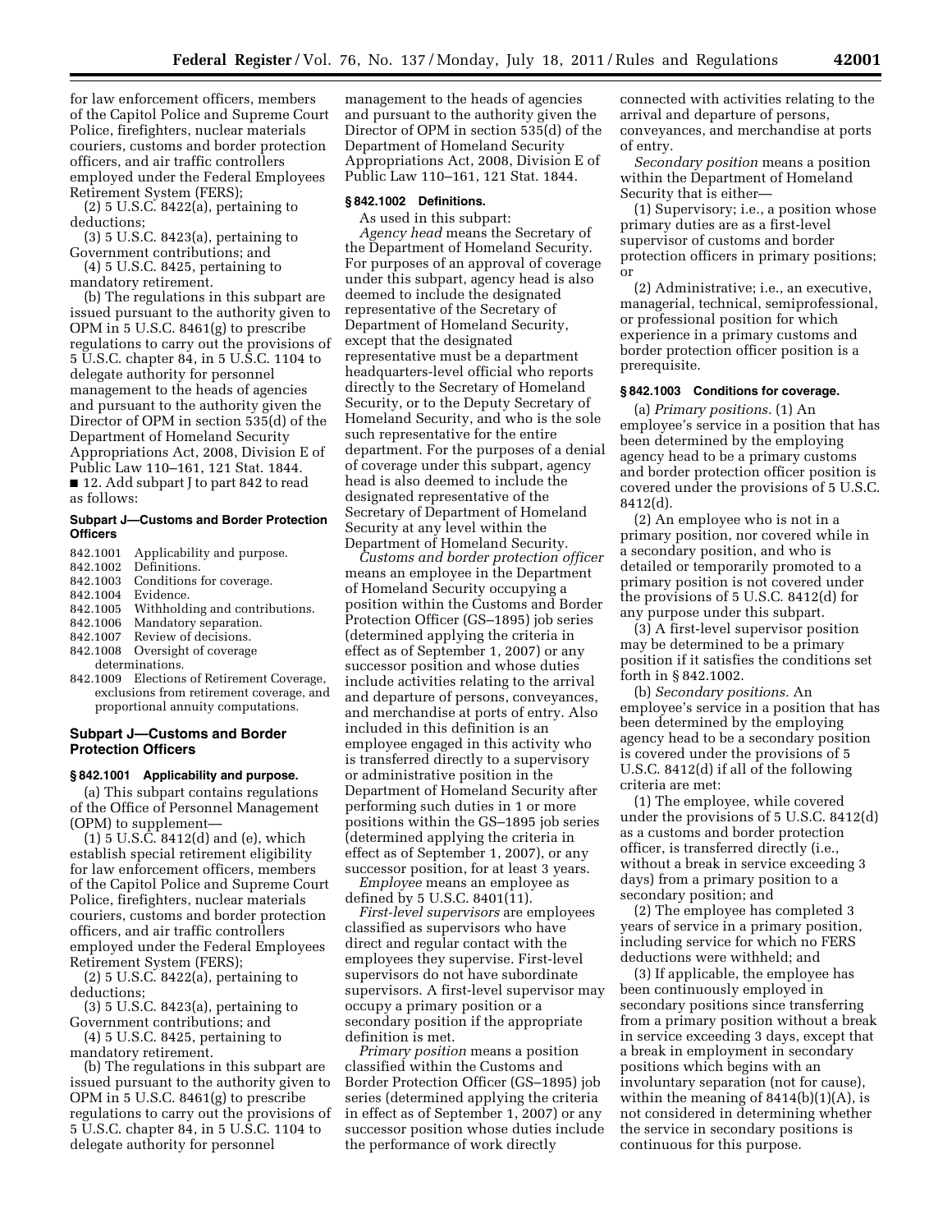for law enforcement officers, members of the Capitol Police and Supreme Court Police, firefighters, nuclear materials couriers, customs and border protection officers, and air traffic controllers employed under the Federal Employees Retirement System (FERS);

(2) 5 U.S.C. 8422(a), pertaining to deductions;

(3) 5 U.S.C. 8423(a), pertaining to Government contributions; and

(4) 5 U.S.C. 8425, pertaining to mandatory retirement.

(b) The regulations in this subpart are issued pursuant to the authority given to OPM in 5 U.S.C. 8461(g) to prescribe regulations to carry out the provisions of 5 U.S.C. chapter 84, in 5 U.S.C. 1104 to delegate authority for personnel management to the heads of agencies and pursuant to the authority given the Director of OPM in section 535(d) of the Department of Homeland Security Appropriations Act, 2008, Division E of Public Law 110–161, 121 Stat. 1844.

■ 12. Add subpart J to part 842 to read as follows:

### Subpart J—Customs and Border Protection Officers

842.1001 Applicability and purpose.
842.1002 Definitions.
842.1003 Conditions for coverage.
842.1004 Evidence.
842.1005 Withholding and contributions.
842.1006 Mandatory separation.
842.1007 Review of decisions.
842.1008 Oversight of coverage determinations.
842.1009 Elections of Retirement Coverage, exclusions from retirement coverage, and proportional annuity computations.

### Subpart J—Customs and Border Protection Officers

#### § 842.1001 Applicability and purpose.

(a) This subpart contains regulations of the Office of Personnel Management (OPM) to supplement—

(1) 5 U.S.C. 8412(d) and (e), which establish special retirement eligibility for law enforcement officers, members of the Capitol Police and Supreme Court Police, firefighters, nuclear materials couriers, customs and border protection officers, and air traffic controllers employed under the Federal Employees Retirement System (FERS);

(2) 5 U.S.C. 8422(a), pertaining to deductions;

(3) 5 U.S.C. 8423(a), pertaining to Government contributions; and

(4) 5 U.S.C. 8425, pertaining to mandatory retirement.

(b) The regulations in this subpart are issued pursuant to the authority given to OPM in 5 U.S.C. 8461(g) to prescribe regulations to carry out the provisions of 5 U.S.C. chapter 84, in 5 U.S.C. 1104 to delegate authority for personnel management to the heads of agencies and pursuant to the authority given the Director of OPM in section 535(d) of the Department of Homeland Security Appropriations Act, 2008, Division E of Public Law 110–161, 121 Stat. 1844.

#### § 842.1002 Definitions.

As used in this subpart:

*Agency head* means the Secretary of the Department of Homeland Security. For purposes of an approval of coverage under this subpart, agency head is also deemed to include the designated representative of the Secretary of Department of Homeland Security, except that the designated representative must be a department headquarters-level official who reports directly to the Secretary of Homeland Security, or to the Deputy Secretary of Homeland Security, and who is the sole such representative for the entire department. For the purposes of a denial of coverage under this subpart, agency head is also deemed to include the designated representative of the Secretary of Department of Homeland Security at any level within the Department of Homeland Security.

*Customs and border protection officer* means an employee in the Department of Homeland Security occupying a position within the Customs and Border Protection Officer (GS–1895) job series (determined applying the criteria in effect as of September 1, 2007) or any successor position and whose duties include activities relating to the arrival and departure of persons, conveyances, and merchandise at ports of entry. Also included in this definition is an employee engaged in this activity who is transferred directly to a supervisory or administrative position in the Department of Homeland Security after performing such duties in 1 or more positions within the GS–1895 job series (determined applying the criteria in effect as of September 1, 2007), or any successor position, for at least 3 years.

*Employee* means an employee as defined by 5 U.S.C. 8401(11).

*First-level supervisors* are employees classified as supervisors who have direct and regular contact with the employees they supervise. First-level supervisors do not have subordinate supervisors. A first-level supervisor may occupy a primary position or a secondary position if the appropriate definition is met.

*Primary position* means a position classified within the Customs and Border Protection Officer (GS–1895) job series (determined applying the criteria in effect as of September 1, 2007) or any successor position whose duties include the performance of work directly connected with activities relating to the arrival and departure of persons, conveyances, and merchandise at ports of entry.

*Secondary position* means a position within the Department of Homeland Security that is either—

(1) Supervisory; i.e., a position whose primary duties are as a first-level supervisor of customs and border protection officers in primary positions; or

(2) Administrative; i.e., an executive, managerial, technical, semiprofessional, or professional position for which experience in a primary customs and border protection officer position is a prerequisite.

#### § 842.1003 Conditions for coverage.

(a) *Primary positions.* (1) An employee's service in a position that has been determined by the employing agency head to be a primary customs and border protection officer position is covered under the provisions of 5 U.S.C. 8412(d).

(2) An employee who is not in a primary position, nor covered while in a secondary position, and who is detailed or temporarily promoted to a primary position is not covered under the provisions of 5 U.S.C. 8412(d) for any purpose under this subpart.

(3) A first-level supervisor position may be determined to be a primary position if it satisfies the conditions set forth in § 842.1002.

(b) *Secondary positions.* An employee's service in a position that has been determined by the employing agency head to be a secondary position is covered under the provisions of 5 U.S.C. 8412(d) if all of the following criteria are met:

(1) The employee, while covered under the provisions of 5 U.S.C. 8412(d) as a customs and border protection officer, is transferred directly (i.e., without a break in service exceeding 3 days) from a primary position to a secondary position; and

(2) The employee has completed 3 years of service in a primary position, including service for which no FERS deductions were withheld; and

(3) If applicable, the employee has been continuously employed in secondary positions since transferring from a primary position without a break in service exceeding 3 days, except that a break in employment in secondary positions which begins with an involuntary separation (not for cause), within the meaning of 8414(b)(1)(A), is not considered in determining whether the service in secondary positions is continuous for this purpose.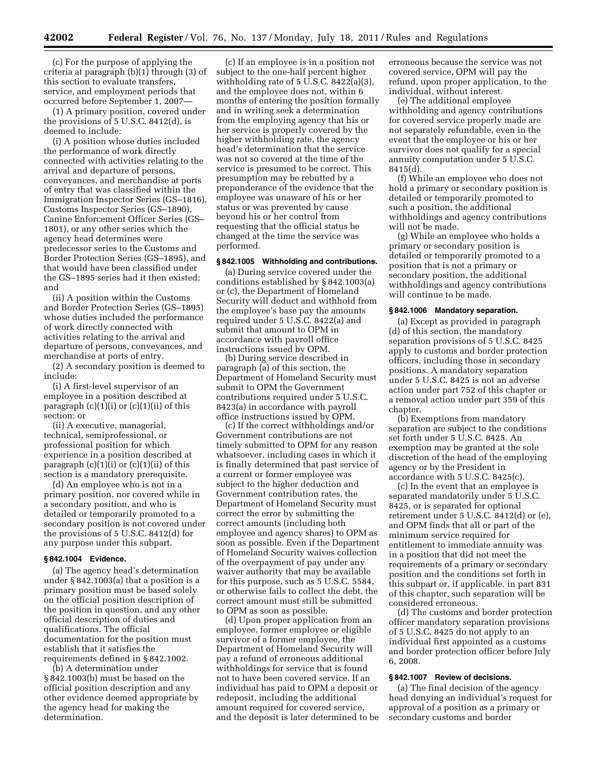(c) For the purpose of applying the criteria at paragraph (b)(1) through (3) of this section to evaluate transfers, service, and employment periods that occurred before September 1, 2007—

(1) A primary position, covered under the provisions of 5 U.S.C. 8412(d), is deemed to include:

(i) A position whose duties included the performance of work directly connected with activities relating to the arrival and departure of persons, conveyances, and merchandise at ports of entry that was classified within the Immigration Inspector Series (GS–1816), Customs Inspector Series (GS–1890), Canine Enforcement Officer Series (GS–1801), or any other series which the agency head determines were predecessor series to the Customs and Border Protection Series (GS–1895), and that would have been classified under the GS–1895 series had it then existed; and

(ii) A position within the Customs and Border Protection Series (GS–1895) whose duties included the performance of work directly connected with activities relating to the arrival and departure of persons, conveyances, and merchandise at ports of entry.

(2) A secondary position is deemed to include:

(i) A first-level supervisor of an employee in a position described at paragraph (c)(1)(i) or (c)(1)(ii) of this section; or

(ii) A executive, managerial, technical, semiprofessional, or professional position for which experience in a position described at paragraph (c)(1)(i) or (c)(1)(ii) of this section is a mandatory prerequisite.

(d) An employee who is not in a primary position, nor covered while in a secondary position, and who is detailed or temporarily promoted to a secondary position is not covered under the provisions of 5 U.S.C. 8412(d) for any purpose under this subpart.

### § 842.1004 Evidence.

(a) The agency head's determination under § 842.1003(a) that a position is a primary position must be based solely on the official position description of the position in question, and any other official description of duties and qualifications. The official documentation for the position must establish that it satisfies the requirements defined in § 842.1002.

(b) A determination under § 842.1003(b) must be based on the official position description and any other evidence deemed appropriate by the agency head for making the determination.

(c) If an employee is in a position not subject to the one-half percent higher withholding rate of 5 U.S.C. 8422(a)(3), and the employee does not, within 6 months of entering the position formally and in writing seek a determination from the employing agency that his or her service is properly covered by the higher withholding rate, the agency head's determination that the service was not so covered at the time of the service is presumed to be correct. This presumption may be rebutted by a preponderance of the evidence that the employee was unaware of his or her status or was prevented by cause beyond his or her control from requesting that the official status be changed at the time the service was performed.

### § 842.1005 Withholding and contributions.

(a) During service covered under the conditions established by § 842.1003(a) or (c), the Department of Homeland Security will deduct and withhold from the employee's base pay the amounts required under 5 U.S.C. 8422(a) and submit that amount to OPM in accordance with payroll office instructions issued by OPM.

(b) During service described in paragraph (a) of this section, the Department of Homeland Security must submit to OPM the Government contributions required under 5 U.S.C. 8423(a) in accordance with payroll office instructions issued by OPM.

(c) If the correct withholdings and/or Government contributions are not timely submitted to OPM for any reason whatsoever, including cases in which it is finally determined that past service of a current or former employee was subject to the higher deduction and Government contribution rates, the Department of Homeland Security must correct the error by submitting the correct amounts (including both employee and agency shares) to OPM as soon as possible. Even if the Department of Homeland Security waives collection of the overpayment of pay under any waiver authority that may be available for this purpose, such as 5 U.S.C. 5584, or otherwise fails to collect the debt, the correct amount must still be submitted to OPM as soon as possible.

(d) Upon proper application from an employee, former employee or eligible survivor of a former employee, the Department of Homeland Security will pay a refund of erroneous additional withholdings for service that is found not to have been covered service. If an individual has paid to OPM a deposit or redeposit, including the additional amount required for covered service, and the deposit is later determined to be erroneous because the service was not covered service, OPM will pay the refund, upon proper application, to the individual, without interest.

(e) The additional employee withholding and agency contributions for covered service properly made are not separately refundable, even in the event that the employee or his or her survivor does not qualify for a special annuity computation under 5 U.S.C. 8415(d).

(f) While an employee who does not hold a primary or secondary position is detailed or temporarily promoted to such a position, the additional withholdings and agency contributions will not be made.

(g) While an employee who holds a primary or secondary position is detailed or temporarily promoted to a position that is not a primary or secondary position, the additional withholdings and agency contributions will continue to be made.

### § 842.1006 Mandatory separation.

(a) Except as provided in paragraph (d) of this section, the mandatory separation provisions of 5 U.S.C. 8425 apply to customs and border protection officers, including those in secondary positions. A mandatory separation under 5 U.S.C. 8425 is not an adverse action under part 752 of this chapter or a removal action under part 359 of this chapter.

(b) Exemptions from mandatory separation are subject to the conditions set forth under 5 U.S.C. 8425. An exemption may be granted at the sole discretion of the head of the employing agency or by the President in accordance with 5 U.S.C. 8425(c).

(c) In the event that an employee is separated mandatorily under 5 U.S.C. 8425, or is separated for optional retirement under 5 U.S.C. 8412(d) or (e), and OPM finds that all or part of the minimum service required for entitlement to immediate annuity was in a position that did not meet the requirements of a primary or secondary position and the conditions set forth in this subpart or, if applicable, in part 831 of this chapter, such separation will be considered erroneous.

(d) The customs and border protection officer mandatory separation provisions of 5 U.S.C. 8425 do not apply to an individual first appointed as a customs and border protection officer before July 6, 2008.

### § 842.1007 Review of decisions.

(a) The final decision of the agency head denying an individual's request for approval of a position as a primary or secondary customs and border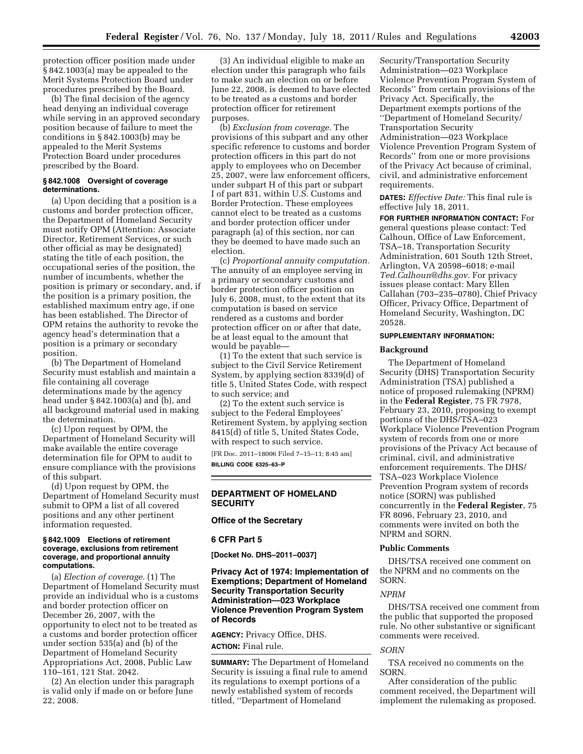protection officer position made under § 842.1003(a) may be appealed to the Merit Systems Protection Board under procedures prescribed by the Board.

(b) The final decision of the agency head denying an individual coverage while serving in an approved secondary position because of failure to meet the conditions in § 842.1003(b) may be appealed to the Merit Systems Protection Board under procedures prescribed by the Board.

**§ 842.1008 Oversight of coverage determinations.**

(a) Upon deciding that a position is a customs and border protection officer, the Department of Homeland Security must notify OPM (Attention: Associate Director, Retirement Services, or such other official as may be designated) stating the title of each position, the occupational series of the position, the number of incumbents, whether the position is primary or secondary, and, if the position is a primary position, the established maximum entry age, if one has been established. The Director of OPM retains the authority to revoke the agency head's determination that a position is a primary or secondary position.

(b) The Department of Homeland Security must establish and maintain a file containing all coverage determinations made by the agency head under § 842.1003(a) and (b), and all background material used in making the determination.

(c) Upon request by OPM, the Department of Homeland Security will make available the entire coverage determination file for OPM to audit to ensure compliance with the provisions of this subpart.

(d) Upon request by OPM, the Department of Homeland Security must submit to OPM a list of all covered positions and any other pertinent information requested.

**§ 842.1009 Elections of retirement coverage, exclusions from retirement coverage, and proportional annuity computations.**

(a) *Election of coverage.* (1) The Department of Homeland Security must provide an individual who is a customs and border protection officer on December 26, 2007, with the opportunity to elect not to be treated as a customs and border protection officer under section 535(a) and (b) of the Department of Homeland Security Appropriations Act, 2008, Public Law 110–161, 121 Stat. 2042.

(2) An election under this paragraph is valid only if made on or before June 22, 2008.

(3) An individual eligible to make an election under this paragraph who fails to make such an election on or before June 22, 2008, is deemed to have elected to be treated as a customs and border protection officer for retirement purposes.

(b) *Exclusion from coverage.* The provisions of this subpart and any other specific reference to customs and border protection officers in this part do not apply to employees who on December 25, 2007, were law enforcement officers, under subpart H of this part or subpart I of part 831, within U.S. Customs and Border Protection. These employees cannot elect to be treated as a customs and border protection officer under paragraph (a) of this section, nor can they be deemed to have made such an election.

(c) *Proportional annuity computation.* The annuity of an employee serving in a primary or secondary customs and border protection officer position on July 6, 2008, must, to the extent that its computation is based on service rendered as a customs and border protection officer on or after that date, be at least equal to the amount that would be payable—

(1) To the extent that such service is subject to the Civil Service Retirement System, by applying section 8339(d) of title 5, United States Code, with respect to such service; and

(2) To the extent such service is subject to the Federal Employees' Retirement System, by applying section 8415(d) of title 5, United States Code, with respect to such service.

[FR Doc. 2011–18006 Filed 7–15–11; 8:45 am]

**BILLING CODE 6325–63–P**

---

## DEPARTMENT OF HOMELAND SECURITY

### Office of the Secretary

### 6 CFR Part 5

**[Docket No. DHS–2011–0037]**

## Privacy Act of 1974: Implementation of Exemptions; Department of Homeland Security Transportation Security Administration—023 Workplace Violence Prevention Program System of Records

**AGENCY:** Privacy Office, DHS.

**ACTION:** Final rule.

**SUMMARY:** The Department of Homeland Security is issuing a final rule to amend its regulations to exempt portions of a newly established system of records titled, ''Department of Homeland Security/Transportation Security Administration—023 Workplace Violence Prevention Program System of Records'' from certain provisions of the Privacy Act. Specifically, the Department exempts portions of the ''Department of Homeland Security/ Transportation Security Administration—023 Workplace Violence Prevention Program System of Records'' from one or more provisions of the Privacy Act because of criminal, civil, and administrative enforcement requirements.

**DATES:** *Effective Date:* This final rule is effective July 18, 2011.

**FOR FURTHER INFORMATION CONTACT:** For general questions please contact: Ted Calhoun, Office of Law Enforcement, TSA–18, Transportation Security Administration, 601 South 12th Street, Arlington, VA 20598–6018; e-mail *Ted.Calhoun@dhs.gov.* For privacy issues please contact: Mary Ellen Callahan (703–235–0780), Chief Privacy Officer, Privacy Office, Department of Homeland Security, Washington, DC 20528.

**SUPPLEMENTARY INFORMATION:**

### Background

The Department of Homeland Security (DHS) Transportation Security Administration (TSA) published a notice of proposed rulemaking (NPRM) in the **Federal Register**, 75 FR 7978, February 23, 2010, proposing to exempt portions of the DHS/TSA–023 Workplace Violence Prevention Program system of records from one or more provisions of the Privacy Act because of criminal, civil, and administrative enforcement requirements. The DHS/ TSA–023 Workplace Violence Prevention Program system of records notice (SORN) was published concurrently in the **Federal Register**, 75 FR 8096, February 23, 2010, and comments were invited on both the NPRM and SORN.

### Public Comments

DHS/TSA received one comment on the NPRM and no comments on the SORN.

*NPRM*

DHS/TSA received one comment from the public that supported the proposed rule. No other substantive or significant comments were received.

*SORN*

TSA received no comments on the SORN.

After consideration of the public comment received, the Department will implement the rulemaking as proposed.